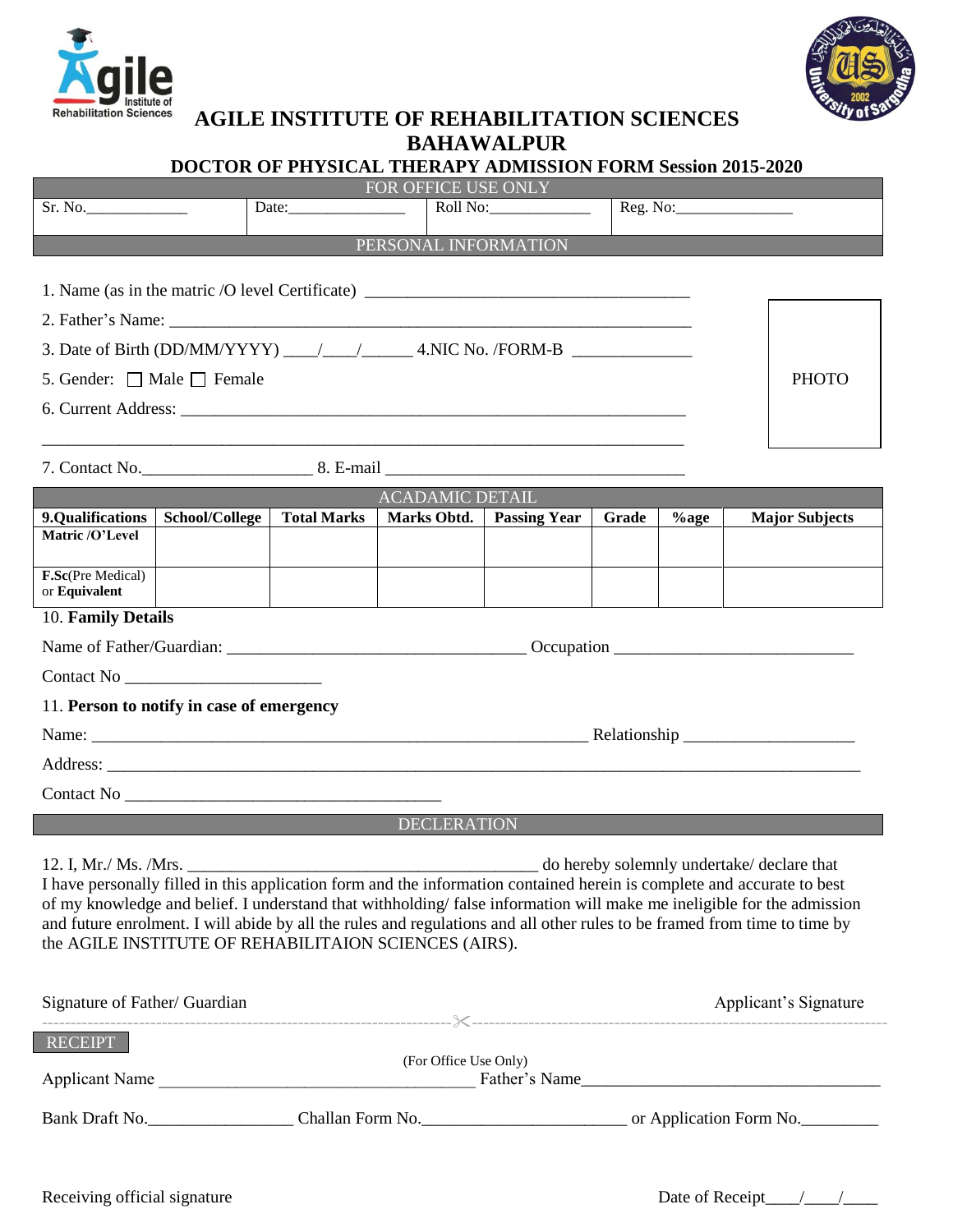# AGILE INSTITUTE OF REHABILITATION SCIENCES BAHAWALPUR

## DOCTOR OF PHYSICAL THERAPY ADMISSION FORM Session 2015-2020

| FOR OFFICE USE ONLY | | | |
|---|---|---|---|
| Sr. No.____________ | Date:______________ | Roll No:____________ | Reg. No:______________ |

### PERSONAL INFORMATION

1. Name (as in the matric /O level Certificate) _____________________________________

2. Father's Name: ___________________________________________________________

3. Date of Birth (DD/MM/YYYY) ____/____/______ 4.NIC No. /FORM-B _____________

5. Gender: ☐ Male ☐ Female

6. Current Address: _________________________________________________________

_________________________________________________________________________

7. Contact No.___________________ 8. E-mail __________________________________

PHOTO

### ACADAMIC DETAIL

| 9.Qualifications | School/College | Total Marks | Marks Obtd. | Passing Year | Grade | %age | Major Subjects |
|---|---|---|---|---|---|---|---|
| Matric /O'Level | | | | | | | |
| F.Sc(Pre Medical) or Equivalent | | | | | | | |

10. **Family Details**

Name of Father/Guardian: _________________________________ Occupation __________________________

Contact No ______________________

11. **Person to notify in case of emergency**

Name: ________________________________________________________ Relationship ___________________

Address: _____________________________________________________________________________________

Contact No ____________________________________

### DECLERATION

12. I, Mr./ Ms. /Mrs. _______________________________________ do hereby solemnly undertake/ declare that I have personally filled in this application form and the information contained herein is complete and accurate to best of my knowledge and belief. I understand that withholding/ false information will make me ineligible for the admission and future enrolment. I will abide by all the rules and regulations and all other rules to be framed from time to time by the AGILE INSTITUTE OF REHABILITAION SCIENCES (AIRS).

Signature of Father/ Guardian | Applicant's Signature

---

### RECEIPT

(For Office Use Only)

Applicant Name ___________________________________ Father's Name__________________________________

Bank Draft No._______________ Challan Form No._______________________ or Application Form No.________

Receiving official signature | Date of Receipt____/____/____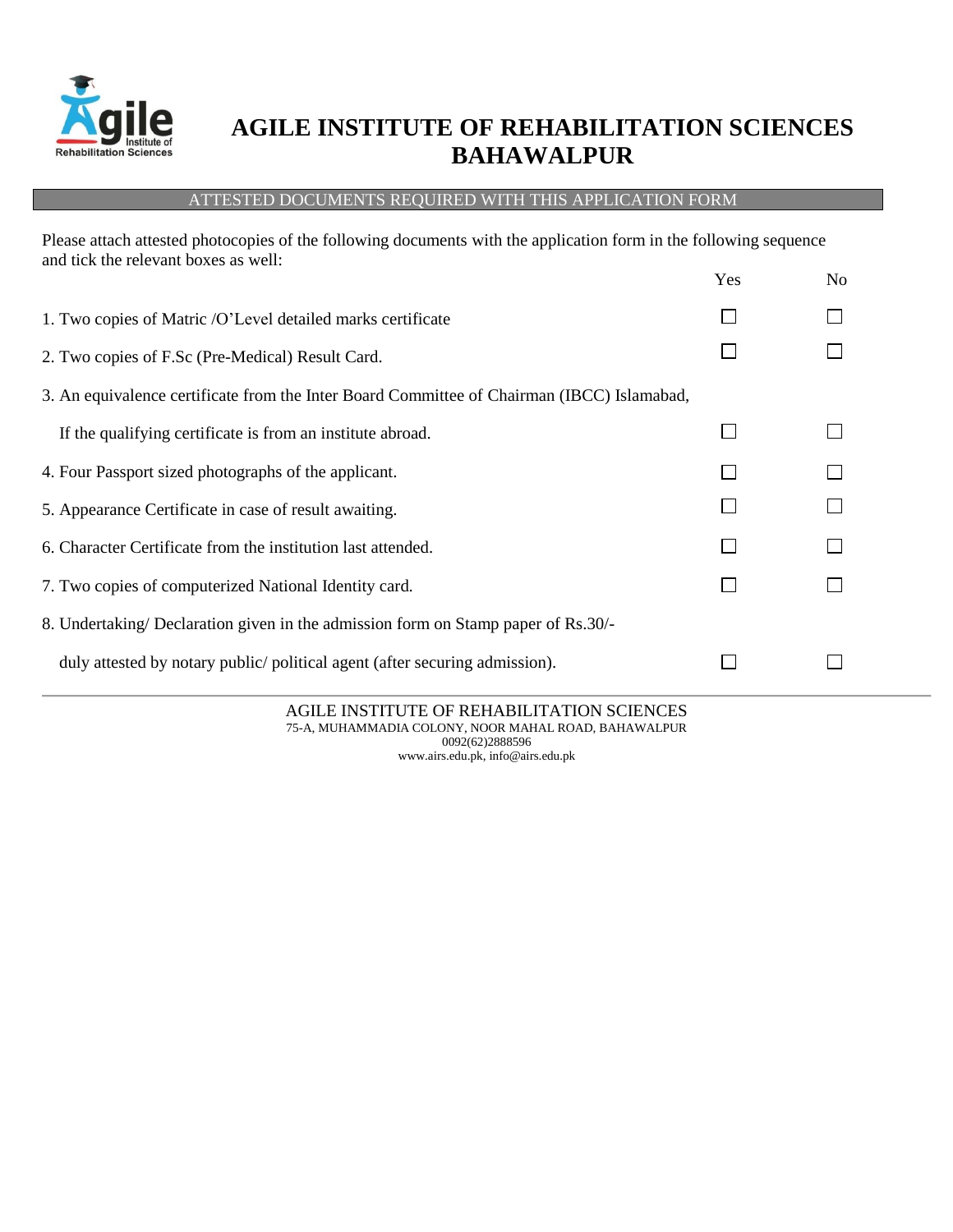# AGILE INSTITUTE OF REHABILITATION SCIENCES BAHAWALPUR

## ATTESTED DOCUMENTS REQUIRED WITH THIS APPLICATION FORM

Please attach attested photocopies of the following documents with the application form in the following sequence and tick the relevant boxes as well:

| | Yes | No |
|---|---|---|
| 1. Two copies of Matric /O'Level detailed marks certificate | ☐ | ☐ |
| 2. Two copies of F.Sc (Pre-Medical) Result Card. | ☐ | ☐ |
| 3. An equivalence certificate from the Inter Board Committee of Chairman (IBCC) Islamabad, If the qualifying certificate is from an institute abroad. | ☐ | ☐ |
| 4. Four Passport sized photographs of the applicant. | ☐ | ☐ |
| 5. Appearance Certificate in case of result awaiting. | ☐ | ☐ |
| 6. Character Certificate from the institution last attended. | ☐ | ☐ |
| 7. Two copies of computerized National Identity card. | ☐ | ☐ |
| 8. Undertaking/ Declaration given in the admission form on Stamp paper of Rs.30/- duly attested by notary public/ political agent (after securing admission). | ☐ | ☐ |

AGILE INSTITUTE OF REHABILITATION SCIENCES
75-A, MUHAMMADIA COLONY, NOOR MAHAL ROAD, BAHAWALPUR
0092(62)2888596
www.airs.edu.pk, info@airs.edu.pk